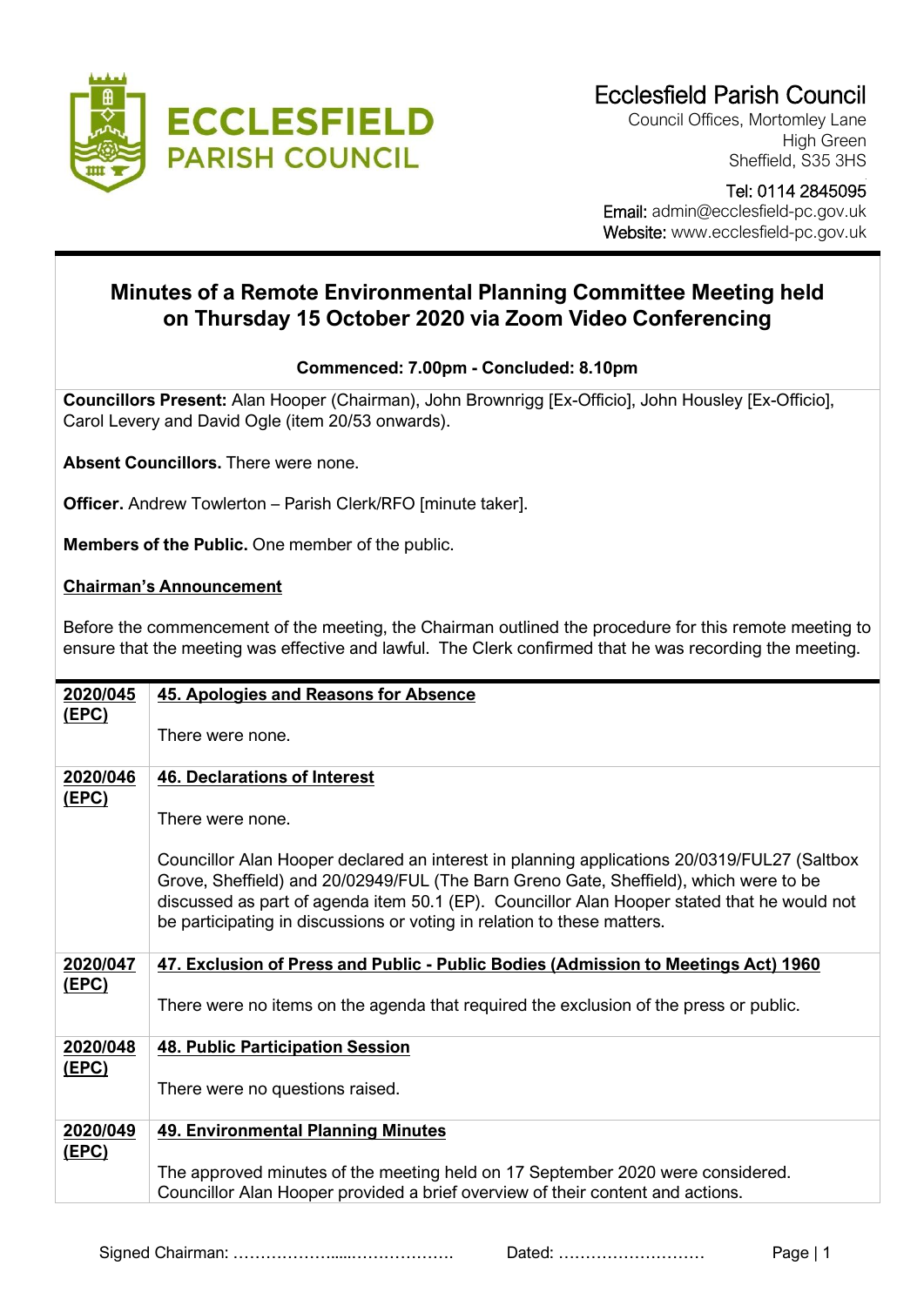# Ecclesfield Parish Council

Council Offices, Mortomley Lane
High Green
Sheffield, S35 3HS

Tel: 0114 2845095
Email: admin@ecclesfield-pc.gov.uk
Website: www.ecclesfield-pc.gov.uk

## Minutes of a Remote Environmental Planning Committee Meeting held on Thursday 15 October 2020 via Zoom Video Conferencing

**Commenced: 7.00pm - Concluded: 8.10pm**

**Councillors Present:** Alan Hooper (Chairman), John Brownrigg [Ex-Officio], John Housley [Ex-Officio], Carol Levery and David Ogle (item 20/53 onwards).

**Absent Councillors.** There were none.

**Officer.** Andrew Towlerton – Parish Clerk/RFO [minute taker].

**Members of the Public.** One member of the public.

**Chairman's Announcement**

Before the commencement of the meeting, the Chairman outlined the procedure for this remote meeting to ensure that the meeting was effective and lawful. The Clerk confirmed that he was recording the meeting.

| | |
|---|---|
| **2020/045 (EPC)** | **45. Apologies and Reasons for Absence**<br><br>There were none. |
| **2020/046 (EPC)** | **46. Declarations of Interest**<br><br>There were none.<br><br>Councillor Alan Hooper declared an interest in planning applications 20/0319/FUL27 (Saltbox Grove, Sheffield) and 20/02949/FUL (The Barn Greno Gate, Sheffield), which were to be discussed as part of agenda item 50.1 (EP). Councillor Alan Hooper stated that he would not be participating in discussions or voting in relation to these matters. |
| **2020/047 (EPC)** | **47. Exclusion of Press and Public - Public Bodies (Admission to Meetings Act) 1960**<br><br>There were no items on the agenda that required the exclusion of the press or public. |
| **2020/048 (EPC)** | **48. Public Participation Session**<br><br>There were no questions raised. |
| **2020/049 (EPC)** | **49. Environmental Planning Minutes**<br><br>The approved minutes of the meeting held on 17 September 2020 were considered. Councillor Alan Hooper provided a brief overview of their content and actions. |

Signed Chairman: ………………….....………………. Dated: ………………………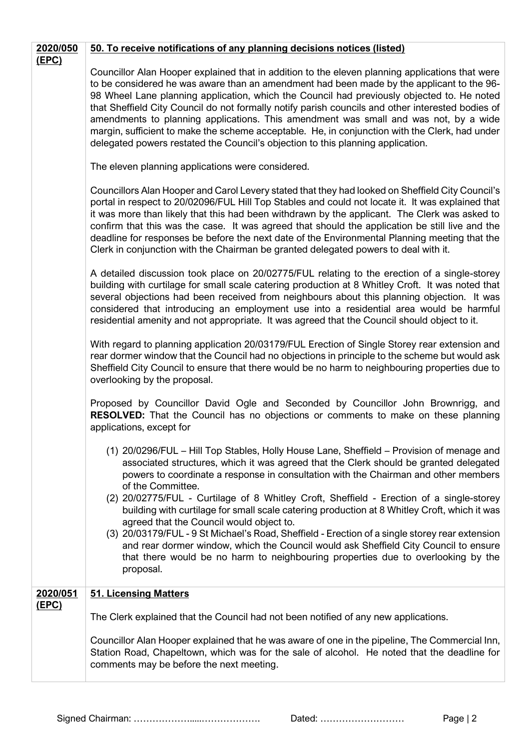| | |
|---|---|
| **2020/050 (EPC)** | **50. To receive notifications of any planning decisions notices (listed)**<br><br>Councillor Alan Hooper explained that in addition to the eleven planning applications that were to be considered he was aware than an amendment had been made by the applicant to the 96-98 Wheel Lane planning application, which the Council had previously objected to. He noted that Sheffield City Council do not formally notify parish councils and other interested bodies of amendments to planning applications. This amendment was small and was not, by a wide margin, sufficient to make the scheme acceptable. He, in conjunction with the Clerk, had under delegated powers restated the Council's objection to this planning application.<br><br>The eleven planning applications were considered.<br><br>Councillors Alan Hooper and Carol Levery stated that they had looked on Sheffield City Council's portal in respect to 20/02096/FUL Hill Top Stables and could not locate it. It was explained that it was more than likely that this had been withdrawn by the applicant. The Clerk was asked to confirm that this was the case. It was agreed that should the application be still live and the deadline for responses be before the next date of the Environmental Planning meeting that the Clerk in conjunction with the Chairman be granted delegated powers to deal with it.<br><br>A detailed discussion took place on 20/02775/FUL relating to the erection of a single-storey building with curtilage for small scale catering production at 8 Whitley Croft. It was noted that several objections had been received from neighbours about this planning objection. It was considered that introducing an employment use into a residential area would be harmful residential amenity and not appropriate. It was agreed that the Council should object to it.<br><br>With regard to planning application 20/03179/FUL Erection of Single Storey rear extension and rear dormer window that the Council had no objections in principle to the scheme but would ask Sheffield City Council to ensure that there would be no harm to neighbouring properties due to overlooking by the proposal.<br><br>Proposed by Councillor David Ogle and Seconded by Councillor John Brownrigg, and **RESOLVED:** That the Council has no objections or comments to make on these planning applications, except for<br><br>(1) 20/0296/FUL – Hill Top Stables, Holly House Lane, Sheffield – Provision of menage and associated structures, which it was agreed that the Clerk should be granted delegated powers to coordinate a response in consultation with the Chairman and other members of the Committee.<br>(2) 20/02775/FUL - Curtilage of 8 Whitley Croft, Sheffield - Erection of a single-storey building with curtilage for small scale catering production at 8 Whitley Croft, which it was agreed that the Council would object to.<br>(3) 20/03179/FUL - 9 St Michael's Road, Sheffield - Erection of a single storey rear extension and rear dormer window, which the Council would ask Sheffield City Council to ensure that there would be no harm to neighbouring properties due to overlooking by the proposal. |
| **2020/051 (EPC)** | **51. Licensing Matters**<br><br>The Clerk explained that the Council had not been notified of any new applications.<br><br>Councillor Alan Hooper explained that he was aware of one in the pipeline, The Commercial Inn, Station Road, Chapeltown, which was for the sale of alcohol. He noted that the deadline for comments may be before the next meeting. |

Signed Chairman: ……………….....………………. Dated: ………………………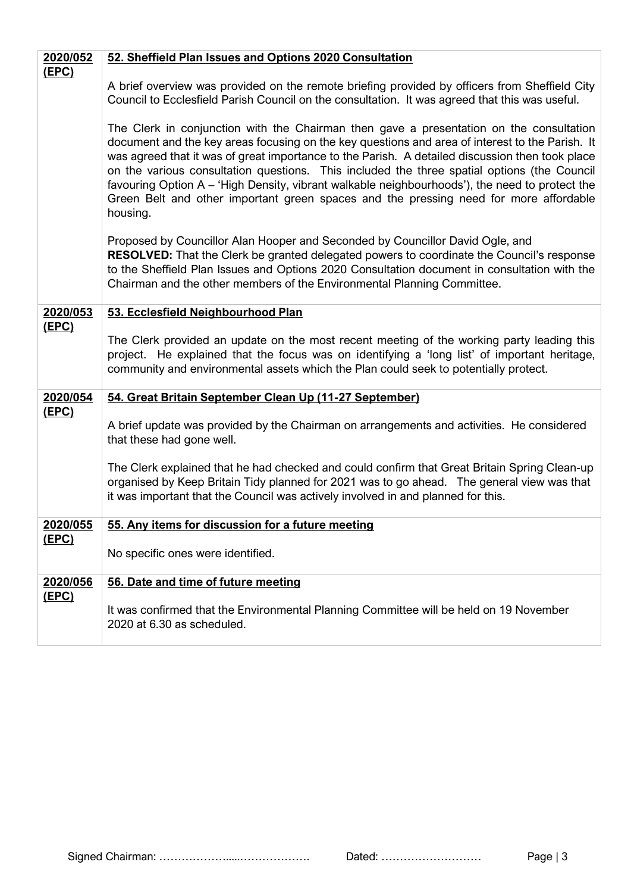| | |
|---|---|
| **2020/052 (EPC)** | **52. Sheffield Plan Issues and Options 2020 Consultation**<br><br>A brief overview was provided on the remote briefing provided by officers from Sheffield City Council to Ecclesfield Parish Council on the consultation. It was agreed that this was useful.<br><br>The Clerk in conjunction with the Chairman then gave a presentation on the consultation document and the key areas focusing on the key questions and area of interest to the Parish. It was agreed that it was of great importance to the Parish. A detailed discussion then took place on the various consultation questions. This included the three spatial options (the Council favouring Option A – 'High Density, vibrant walkable neighbourhoods'), the need to protect the Green Belt and other important green spaces and the pressing need for more affordable housing.<br><br>Proposed by Councillor Alan Hooper and Seconded by Councillor David Ogle, and<br>**RESOLVED:** That the Clerk be granted delegated powers to coordinate the Council's response to the Sheffield Plan Issues and Options 2020 Consultation document in consultation with the Chairman and the other members of the Environmental Planning Committee. |
| **2020/053 (EPC)** | **53. Ecclesfield Neighbourhood Plan**<br><br>The Clerk provided an update on the most recent meeting of the working party leading this project. He explained that the focus was on identifying a 'long list' of important heritage, community and environmental assets which the Plan could seek to potentially protect. |
| **2020/054 (EPC)** | **54. Great Britain September Clean Up (11-27 September)**<br><br>A brief update was provided by the Chairman on arrangements and activities. He considered that these had gone well.<br><br>The Clerk explained that he had checked and could confirm that Great Britain Spring Clean-up organised by Keep Britain Tidy planned for 2021 was to go ahead. The general view was that it was important that the Council was actively involved in and planned for this. |
| **2020/055 (EPC)** | **55. Any items for discussion for a future meeting**<br><br>No specific ones were identified. |
| **2020/056 (EPC)** | **56. Date and time of future meeting**<br><br>It was confirmed that the Environmental Planning Committee will be held on 19 November 2020 at 6.30 as scheduled. |

Signed Chairman: ………………....………………. Dated: ………………………